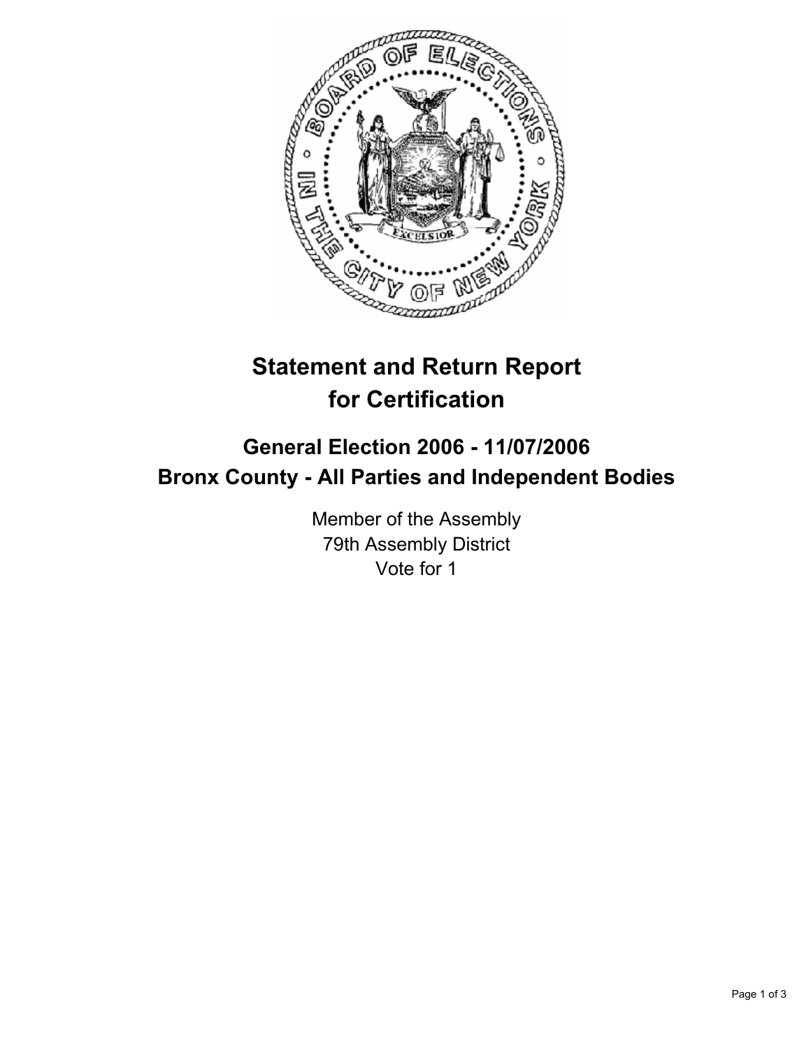# Statement and Return Report for Certification

## General Election 2006 - 11/07/2006
## Bronx County - All Parties and Independent Bodies

Member of the Assembly
79th Assembly District
Vote for 1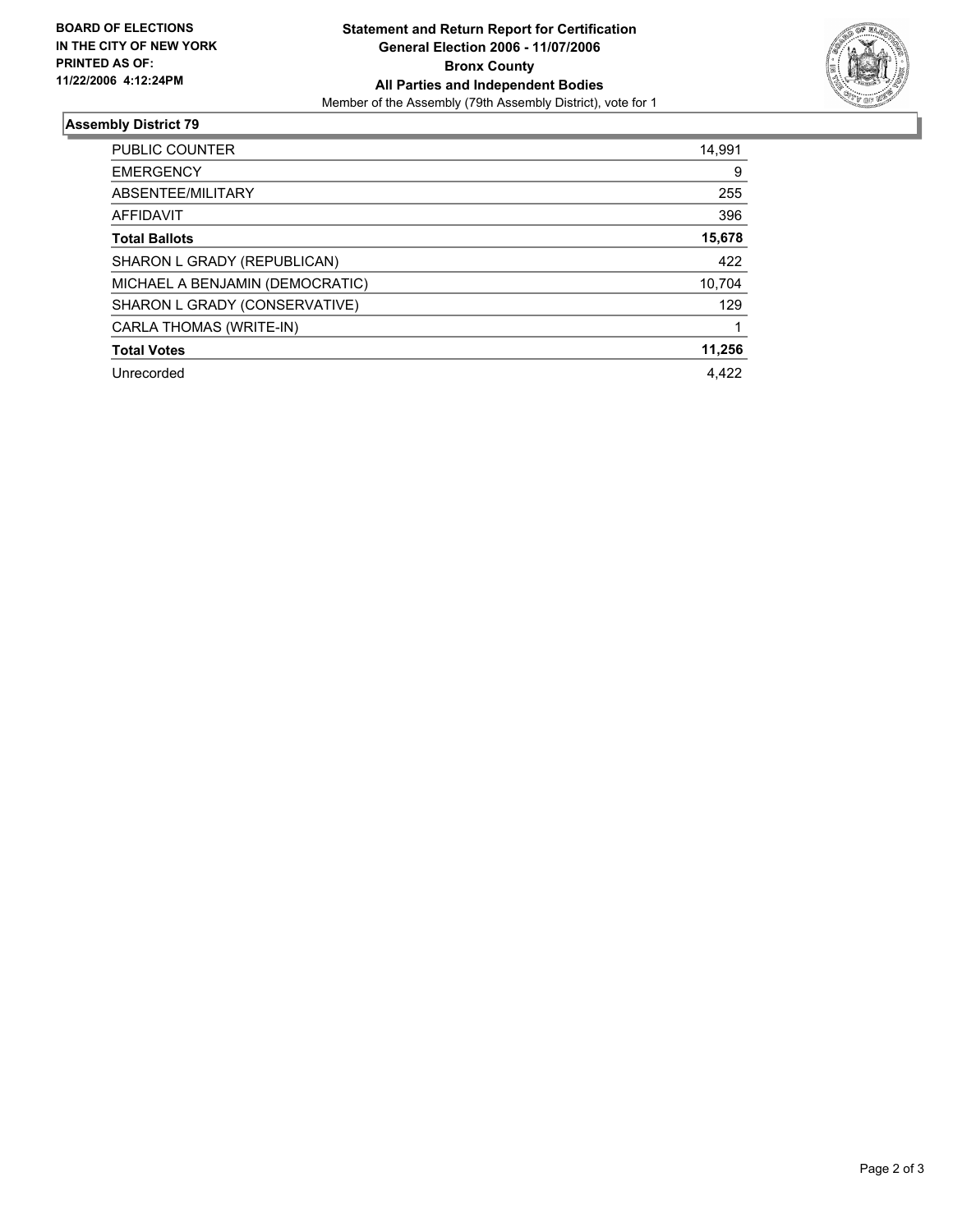**BOARD OF ELECTIONS IN THE CITY OF NEW YORK PRINTED AS OF: 11/22/2006 4:12:24PM**

**Statement and Return Report for Certification**
**General Election 2006 - 11/07/2006**
**Bronx County**
**All Parties and Independent Bodies**
Member of the Assembly (79th Assembly District), vote for 1

## Assembly District 79

| | |
|---|---|
| PUBLIC COUNTER | 14,991 |
| EMERGENCY | 9 |
| ABSENTEE/MILITARY | 255 |
| AFFIDAVIT | 396 |
| **Total Ballots** | **15,678** |
| SHARON L GRADY (REPUBLICAN) | 422 |
| MICHAEL A BENJAMIN (DEMOCRATIC) | 10,704 |
| SHARON L GRADY (CONSERVATIVE) | 129 |
| CARLA THOMAS (WRITE-IN) | 1 |
| **Total Votes** | **11,256** |
| Unrecorded | 4,422 |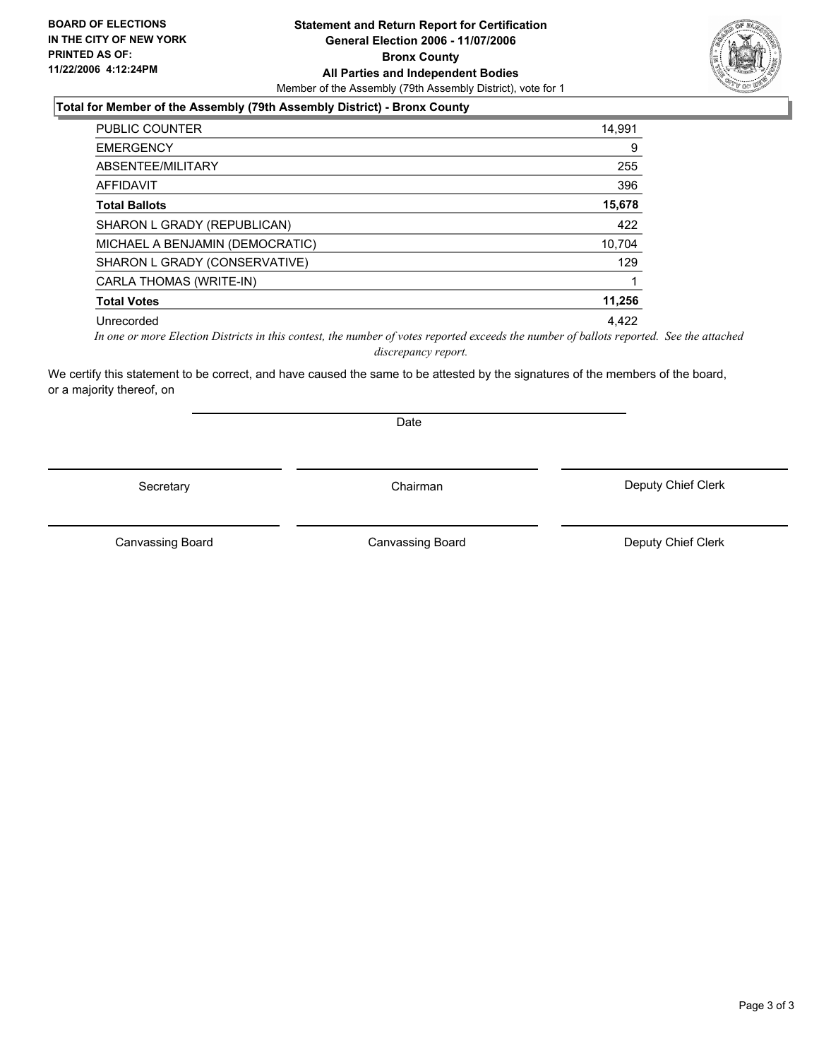**BOARD OF ELECTIONS IN THE CITY OF NEW YORK PRINTED AS OF: 11/22/2006 4:12:24PM**

**Statement and Return Report for Certification**
**General Election 2006 - 11/07/2006**
**Bronx County**
**All Parties and Independent Bodies**
Member of the Assembly (79th Assembly District), vote for 1

### Total for Member of the Assembly (79th Assembly District) - Bronx County

| | |
|---|---|
| PUBLIC COUNTER | 14,991 |
| EMERGENCY | 9 |
| ABSENTEE/MILITARY | 255 |
| AFFIDAVIT | 396 |
| **Total Ballots** | **15,678** |
| SHARON L GRADY (REPUBLICAN) | 422 |
| MICHAEL A BENJAMIN (DEMOCRATIC) | 10,704 |
| SHARON L GRADY (CONSERVATIVE) | 129 |
| CARLA THOMAS (WRITE-IN) | 1 |
| **Total Votes** | **11,256** |
| Unrecorded | 4,422 |

*In one or more Election Districts in this contest, the number of votes reported exceeds the number of ballots reported. See the attached discrepancy report.*

We certify this statement to be correct, and have caused the same to be attested by the signatures of the members of the board, or a majority thereof, on

Date

Secretary | Chairman | Deputy Chief Clerk

Canvassing Board | Canvassing Board | Deputy Chief Clerk